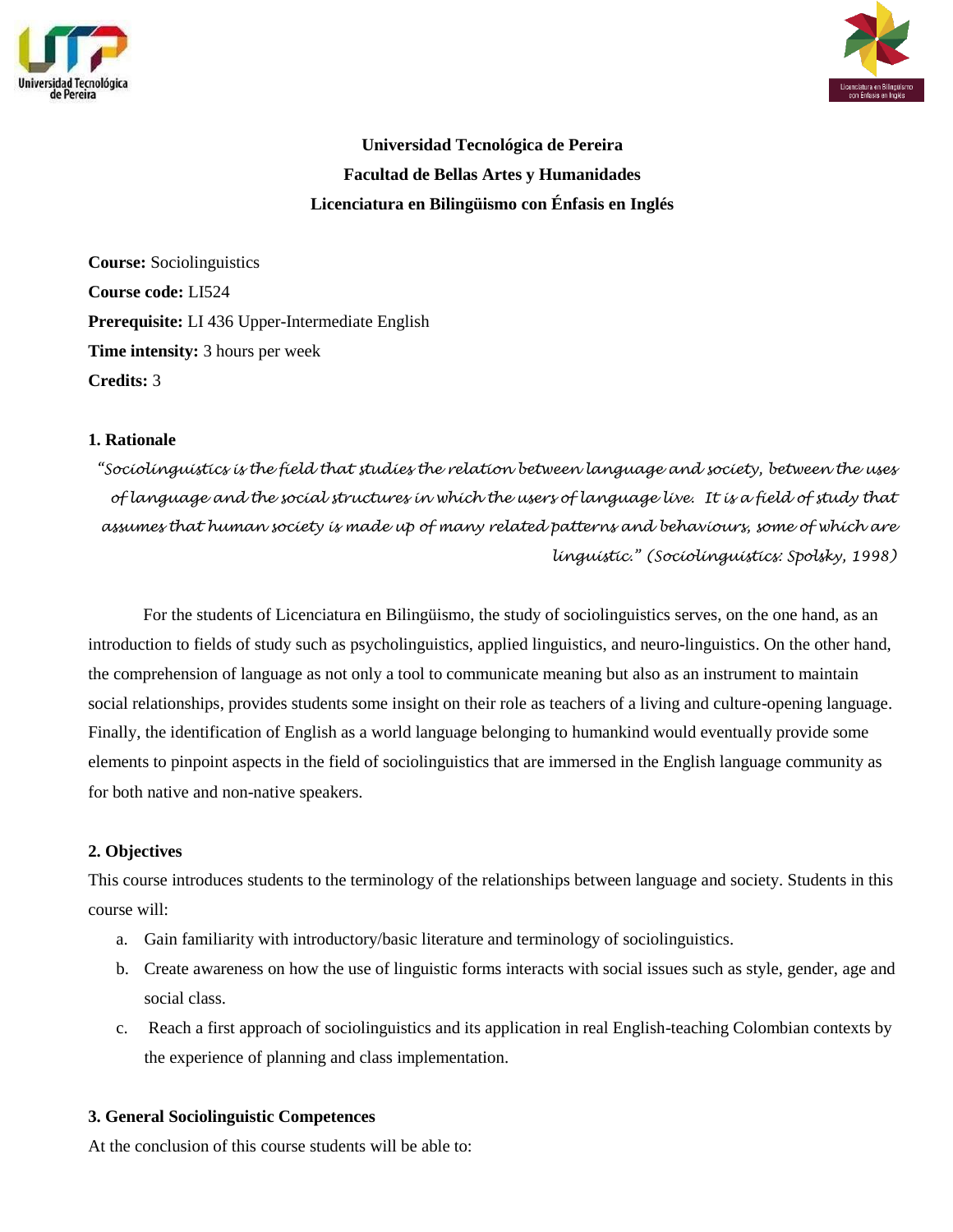**Universidad Tecnológica de Pereira**
**Facultad de Bellas Artes y Humanidades**
**Licenciatura en Bilingüismo con Énfasis en Inglés**

**Course:** Sociolinguistics
**Course code:** LI524
**Prerequisite:** LI 436 Upper-Intermediate English
**Time intensity:** 3 hours per week
**Credits:** 3

## 1. Rationale

*"Sociolinguistics is the field that studies the relation between language and society, between the uses of language and the social structures in which the users of language live. It is a field of study that assumes that human society is made up of many related patterns and behaviours, some of which are linguistic." (Sociolinguistics: Spolsky, 1998)*

For the students of Licenciatura en Bilingüismo, the study of sociolinguistics serves, on the one hand, as an introduction to fields of study such as psycholinguistics, applied linguistics, and neuro-linguistics. On the other hand, the comprehension of language as not only a tool to communicate meaning but also as an instrument to maintain social relationships, provides students some insight on their role as teachers of a living and culture-opening language. Finally, the identification of English as a world language belonging to humankind would eventually provide some elements to pinpoint aspects in the field of sociolinguistics that are immersed in the English language community as for both native and non-native speakers.

## 2. Objectives

This course introduces students to the terminology of the relationships between language and society. Students in this course will:

a. Gain familiarity with introductory/basic literature and terminology of sociolinguistics.
b. Create awareness on how the use of linguistic forms interacts with social issues such as style, gender, age and social class.
c. Reach a first approach of sociolinguistics and its application in real English-teaching Colombian contexts by the experience of planning and class implementation.

## 3. General Sociolinguistic Competences

At the conclusion of this course students will be able to: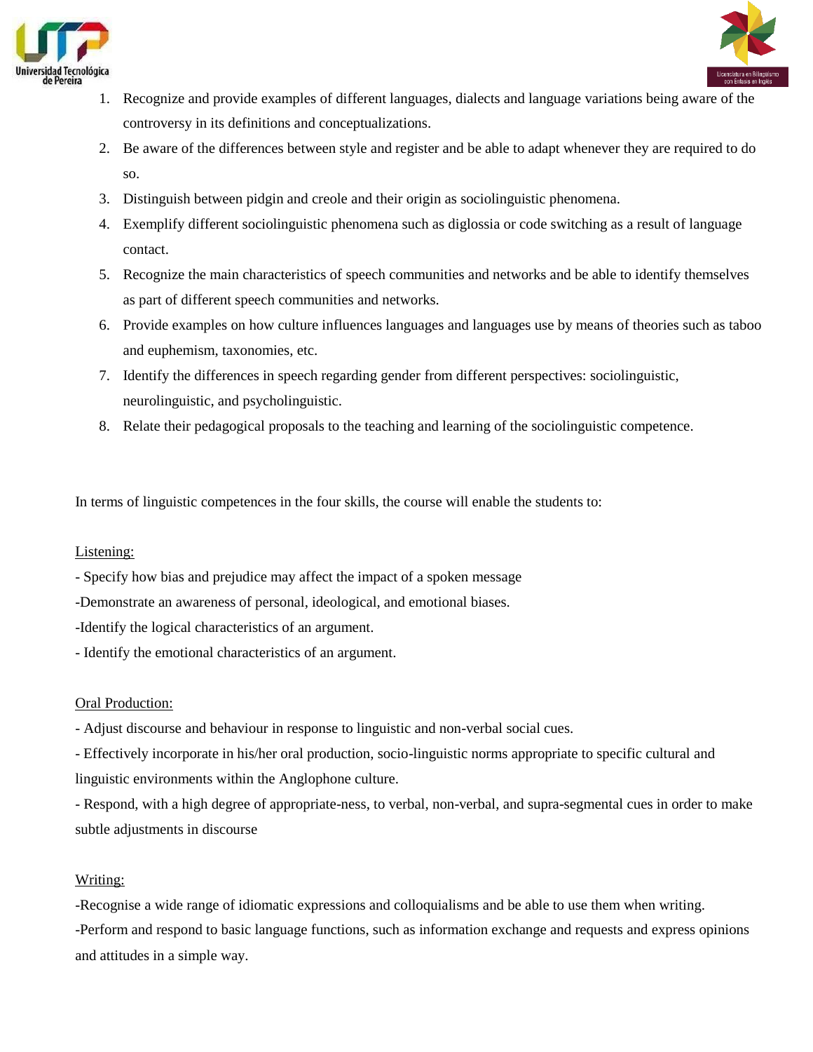1. Recognize and provide examples of different languages, dialects and language variations being aware of the controversy in its definitions and conceptualizations.
2. Be aware of the differences between style and register and be able to adapt whenever they are required to do so.
3. Distinguish between pidgin and creole and their origin as sociolinguistic phenomena.
4. Exemplify different sociolinguistic phenomena such as diglossia or code switching as a result of language contact.
5. Recognize the main characteristics of speech communities and networks and be able to identify themselves as part of different speech communities and networks.
6. Provide examples on how culture influences languages and languages use by means of theories such as taboo and euphemism, taxonomies, etc.
7. Identify the differences in speech regarding gender from different perspectives: sociolinguistic, neurolinguistic, and psycholinguistic.
8. Relate their pedagogical proposals to the teaching and learning of the sociolinguistic competence.

In terms of linguistic competences in the four skills, the course will enable the students to:

Listening:

- Specify how bias and prejudice may affect the impact of a spoken message
-Demonstrate an awareness of personal, ideological, and emotional biases.
-Identify the logical characteristics of an argument.
- Identify the emotional characteristics of an argument.

Oral Production:

- Adjust discourse and behaviour in response to linguistic and non-verbal social cues.
- Effectively incorporate in his/her oral production, socio-linguistic norms appropriate to specific cultural and linguistic environments within the Anglophone culture.
- Respond, with a high degree of appropriate-ness, to verbal, non-verbal, and supra-segmental cues in order to make subtle adjustments in discourse

Writing:

-Recognise a wide range of idiomatic expressions and colloquialisms and be able to use them when writing.
-Perform and respond to basic language functions, such as information exchange and requests and express opinions and attitudes in a simple way.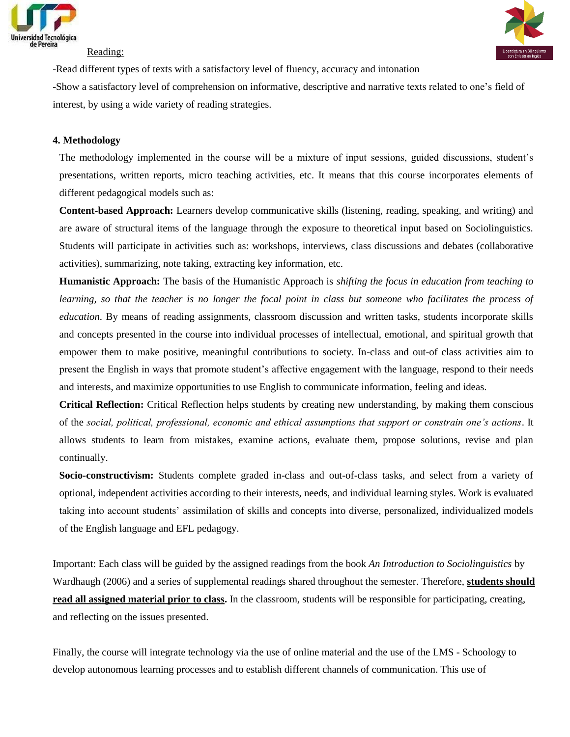Reading:

-Read different types of texts with a satisfactory level of fluency, accuracy and intonation

-Show a satisfactory level of comprehension on informative, descriptive and narrative texts related to one's field of interest, by using a wide variety of reading strategies.

**4. Methodology**

The methodology implemented in the course will be a mixture of input sessions, guided discussions, student's presentations, written reports, micro teaching activities, etc. It means that this course incorporates elements of different pedagogical models such as:

**Content-based Approach:** Learners develop communicative skills (listening, reading, speaking, and writing) and are aware of structural items of the language through the exposure to theoretical input based on Sociolinguistics. Students will participate in activities such as: workshops, interviews, class discussions and debates (collaborative activities), summarizing, note taking, extracting key information, etc.

**Humanistic Approach:** The basis of the Humanistic Approach is *shifting the focus in education from teaching to learning, so that the teacher is no longer the focal point in class but someone who facilitates the process of education*. By means of reading assignments, classroom discussion and written tasks, students incorporate skills and concepts presented in the course into individual processes of intellectual, emotional, and spiritual growth that empower them to make positive, meaningful contributions to society. In-class and out-of class activities aim to present the English in ways that promote student's affective engagement with the language, respond to their needs and interests, and maximize opportunities to use English to communicate information, feeling and ideas.

**Critical Reflection:** Critical Reflection helps students by creating new understanding, by making them conscious of the *social, political, professional, economic and ethical assumptions that support or constrain one's actions*. It allows students to learn from mistakes, examine actions, evaluate them, propose solutions, revise and plan continually.

**Socio-constructivism:** Students complete graded in-class and out-of-class tasks, and select from a variety of optional, independent activities according to their interests, needs, and individual learning styles. Work is evaluated taking into account students' assimilation of skills and concepts into diverse, personalized, individualized models of the English language and EFL pedagogy.

Important: Each class will be guided by the assigned readings from the book *An Introduction to Sociolinguistics* by Wardhaugh (2006) and a series of supplemental readings shared throughout the semester. Therefore, **students should read all assigned material prior to class.** In the classroom, students will be responsible for participating, creating, and reflecting on the issues presented.

Finally, the course will integrate technology via the use of online material and the use of the LMS - Schoology to develop autonomous learning processes and to establish different channels of communication. This use of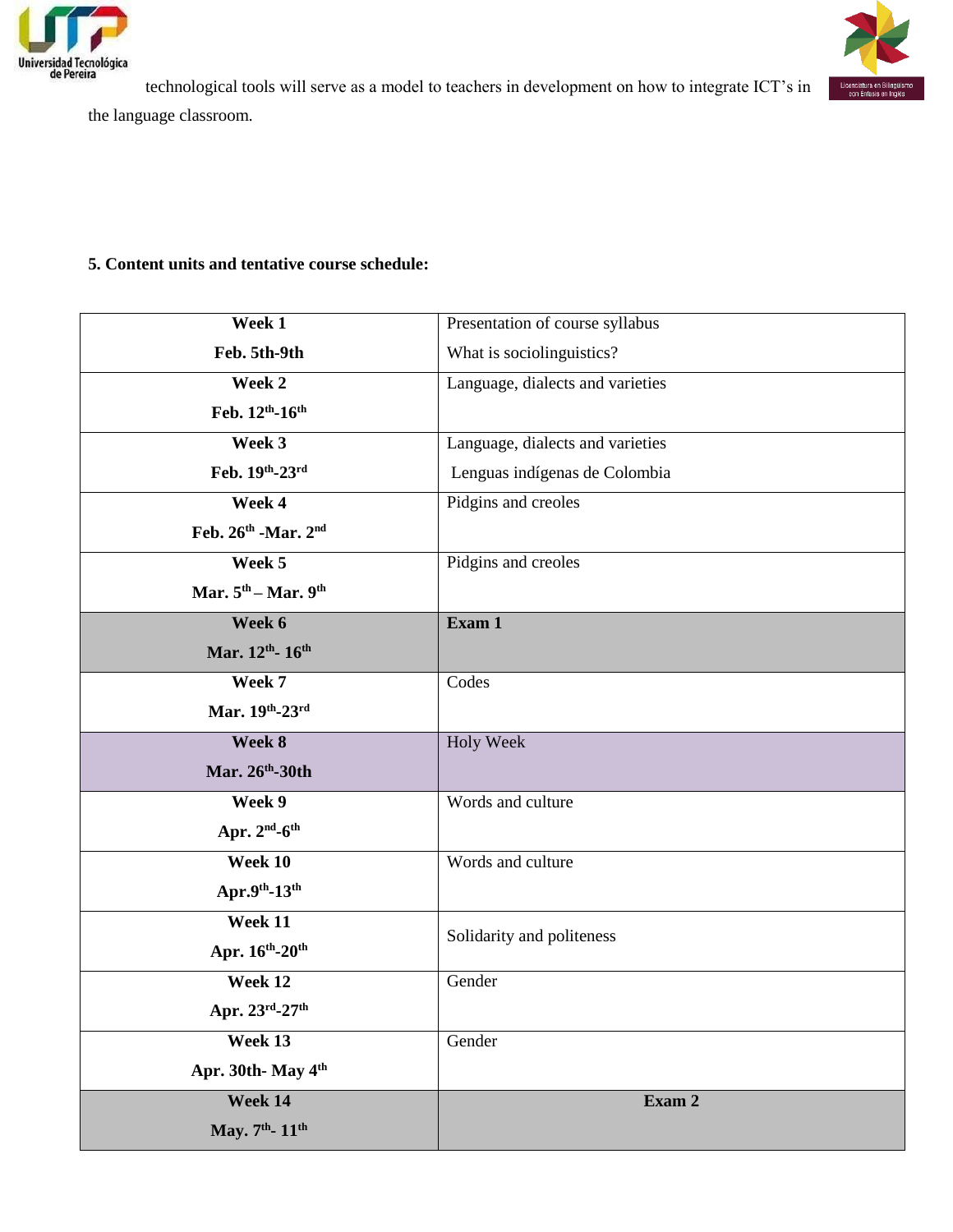technological tools will serve as a model to teachers in development on how to integrate ICT's in the language classroom.

**5. Content units and tentative course schedule:**

| Week | Content |
|---|---|
| **Week 1**<br>**Feb. 5th-9th** | Presentation of course syllabus<br>What is sociolinguistics? |
| **Week 2**<br>**Feb. 12th-16th** | Language, dialects and varieties |
| **Week 3**<br>**Feb. 19th-23rd** | Language, dialects and varieties<br>Lenguas indígenas de Colombia |
| **Week 4**<br>**Feb. 26th -Mar. 2nd** | Pidgins and creoles |
| **Week 5**<br>**Mar. 5th – Mar. 9th** | Pidgins and creoles |
| **Week 6**<br>**Mar. 12th- 16th** | **Exam 1** |
| **Week 7**<br>**Mar. 19th-23rd** | Codes |
| **Week 8**<br>**Mar. 26th-30th** | Holy Week |
| **Week 9**<br>**Apr. 2nd-6th** | Words and culture |
| **Week 10**<br>**Apr.9th-13th** | Words and culture |
| **Week 11**<br>**Apr. 16th-20th** | Solidarity and politeness |
| **Week 12**<br>**Apr. 23rd-27th** | Gender |
| **Week 13**<br>**Apr. 30th- May 4th** | Gender |
| **Week 14**<br>**May. 7th- 11th** | **Exam 2** |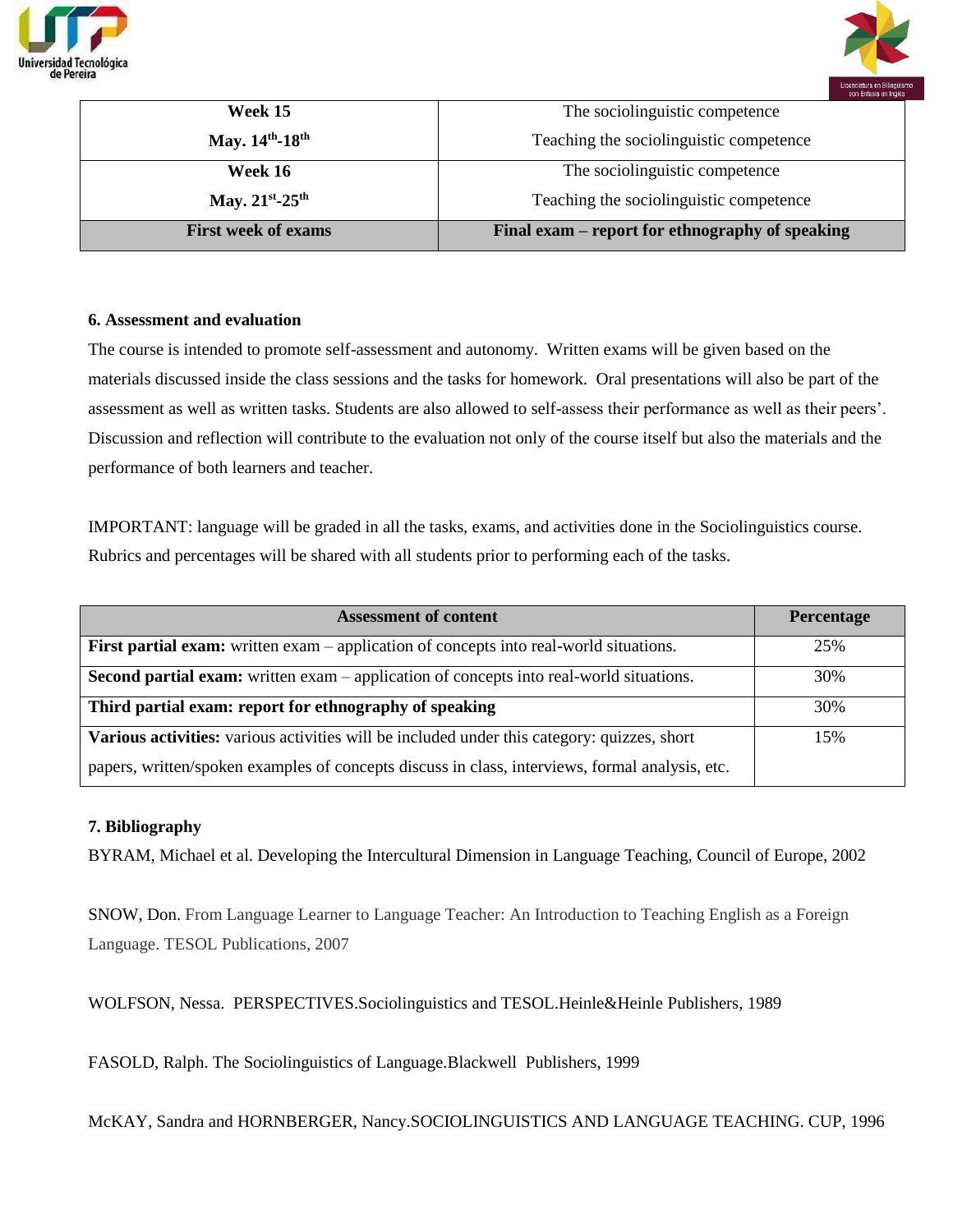| Week | Content |
| --- | --- |
| **Week 15**<br>**May. 14th-18th** | The sociolinguistic competence<br>Teaching the sociolinguistic competence |
| **Week 16**<br>**May. 21st-25th** | The sociolinguistic competence<br>Teaching the sociolinguistic competence |
| **First week of exams** | **Final exam – report for ethnography of speaking** |

**6. Assessment and evaluation**

The course is intended to promote self-assessment and autonomy. Written exams will be given based on the materials discussed inside the class sessions and the tasks for homework. Oral presentations will also be part of the assessment as well as written tasks. Students are also allowed to self-assess their performance as well as their peers'. Discussion and reflection will contribute to the evaluation not only of the course itself but also the materials and the performance of both learners and teacher.

IMPORTANT: language will be graded in all the tasks, exams, and activities done in the Sociolinguistics course. Rubrics and percentages will be shared with all students prior to performing each of the tasks.

| Assessment of content | Percentage |
| --- | --- |
| **First partial exam:** written exam – application of concepts into real-world situations. | 25% |
| **Second partial exam:** written exam – application of concepts into real-world situations. | 30% |
| **Third partial exam: report for ethnography of speaking** | 30% |
| **Various activities:** various activities will be included under this category: quizzes, short papers, written/spoken examples of concepts discuss in class, interviews, formal analysis, etc. | 15% |

**7. Bibliography**

BYRAM, Michael et al. Developing the Intercultural Dimension in Language Teaching, Council of Europe, 2002

SNOW, Don. From Language Learner to Language Teacher: An Introduction to Teaching English as a Foreign Language. TESOL Publications, 2007

WOLFSON, Nessa. PERSPECTIVES.Sociolinguistics and TESOL.Heinle&Heinle Publishers, 1989

FASOLD, Ralph. The Sociolinguistics of Language.Blackwell Publishers, 1999

McKAY, Sandra and HORNBERGER, Nancy.SOCIOLINGUISTICS AND LANGUAGE TEACHING. CUP, 1996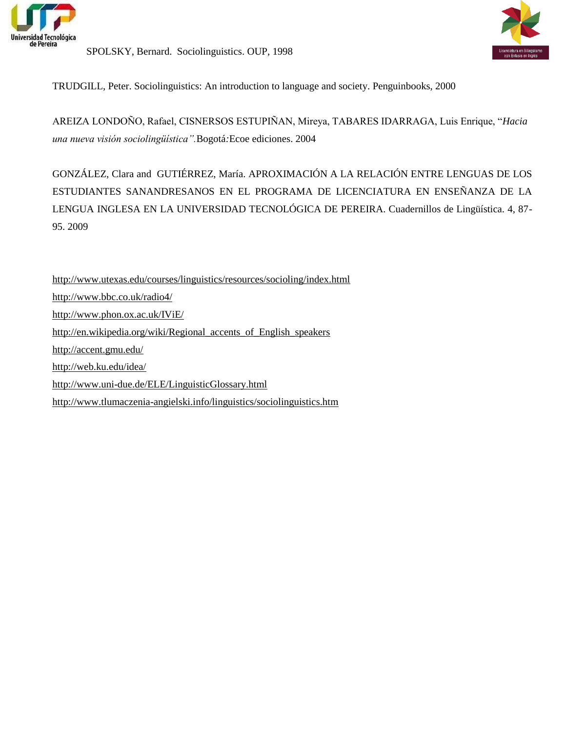SPOLSKY, Bernard. Sociolinguistics. OUP, 1998

TRUDGILL, Peter. Sociolinguistics: An introduction to language and society. Penguinbooks, 2000

AREIZA LONDOÑO, Rafael, CISNERSOS ESTUPIÑAN, Mireya, TABARES IDARRAGA, Luis Enrique, "*Hacia una nueva visión sociolingüística".* Bogotá*:*Ecoe ediciones. 2004

GONZÁLEZ, Clara and GUTIÉRREZ, María. APROXIMACIÓN A LA RELACIÓN ENTRE LENGUAS DE LOS ESTUDIANTES SANANDRESANOS EN EL PROGRAMA DE LICENCIATURA EN ENSEÑANZA DE LA LENGUA INGLESA EN LA UNIVERSIDAD TECNOLÓGICA DE PEREIRA. Cuadernillos de Lingüística. 4, 87-95. 2009

http://www.utexas.edu/courses/linguistics/resources/socioling/index.html

http://www.bbc.co.uk/radio4/

http://www.phon.ox.ac.uk/IViE/

http://en.wikipedia.org/wiki/Regional_accents_of_English_speakers

http://accent.gmu.edu/

http://web.ku.edu/idea/

http://www.uni-due.de/ELE/LinguisticGlossary.html

http://www.tlumaczenia-angielski.info/linguistics/sociolinguistics.htm